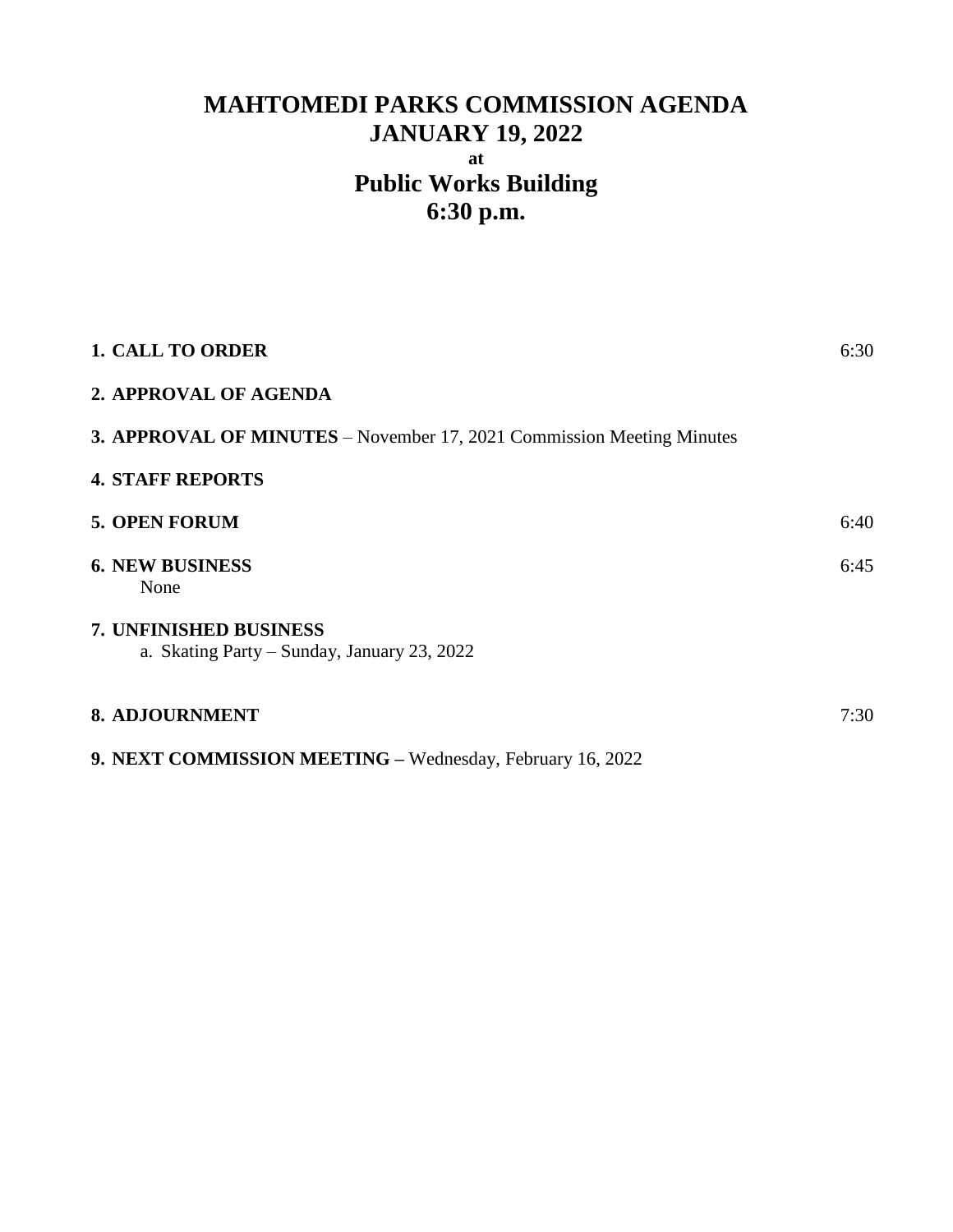# MAHTOMEDI PARKS COMMISSION AGENDA
## JANUARY 19, 2022
### at
## Public Works Building
## 6:30 p.m.

| | |
|---|---|
| **1. CALL TO ORDER** | 6:30 |
| **2. APPROVAL OF AGENDA** | |
| **3. APPROVAL OF MINUTES** – November 17, 2021 Commission Meeting Minutes | |
| **4. STAFF REPORTS** | |
| **5. OPEN FORUM** | 6:40 |
| **6. NEW BUSINESS**<br>None | 6:45 |
| **7. UNFINISHED BUSINESS**<br>a. Skating Party – Sunday, January 23, 2022 | |
| **8. ADJOURNMENT** | 7:30 |
| **9. NEXT COMMISSION MEETING –** Wednesday, February 16, 2022 | |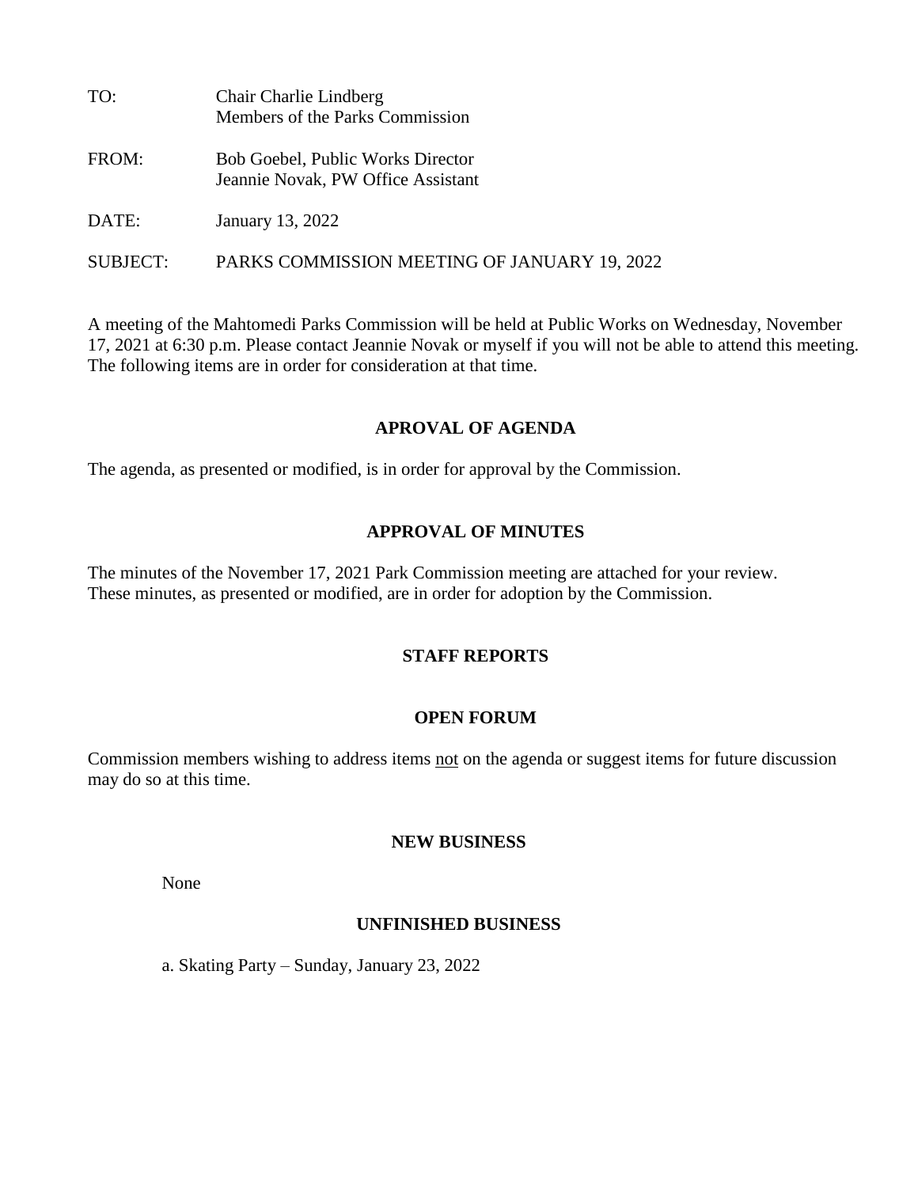TO: Chair Charlie Lindberg
Members of the Parks Commission

FROM: Bob Goebel, Public Works Director
Jeannie Novak, PW Office Assistant

DATE: January 13, 2022

SUBJECT: PARKS COMMISSION MEETING OF JANUARY 19, 2022

A meeting of the Mahtomedi Parks Commission will be held at Public Works on Wednesday, November 17, 2021 at 6:30 p.m. Please contact Jeannie Novak or myself if you will not be able to attend this meeting. The following items are in order for consideration at that time.

**APROVAL OF AGENDA**

The agenda, as presented or modified, is in order for approval by the Commission.

**APPROVAL OF MINUTES**

The minutes of the November 17, 2021 Park Commission meeting are attached for your review. These minutes, as presented or modified, are in order for adoption by the Commission.

**STAFF REPORTS**

**OPEN FORUM**

Commission members wishing to address items not on the agenda or suggest items for future discussion may do so at this time.

**NEW BUSINESS**

None

**UNFINISHED BUSINESS**

a. Skating Party – Sunday, January 23, 2022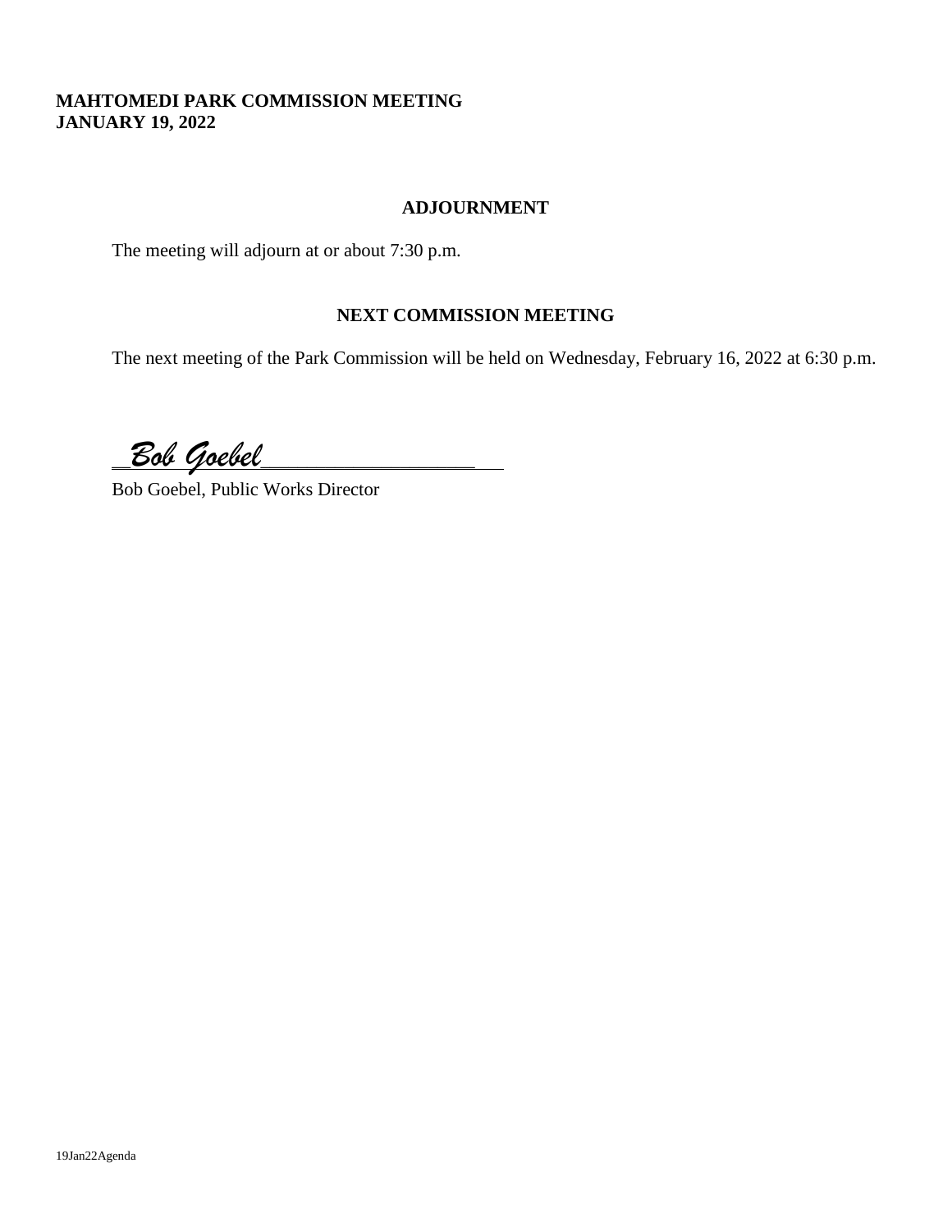**MAHTOMEDI PARK COMMISSION MEETING**
**JANUARY 19, 2022**

## ADJOURNMENT

The meeting will adjourn at or about 7:30 p.m.

## NEXT COMMISSION MEETING

The next meeting of the Park Commission will be held on Wednesday, February 16, 2022 at 6:30 p.m.

*Bob Goebel*

Bob Goebel, Public Works Director

19Jan22Agenda